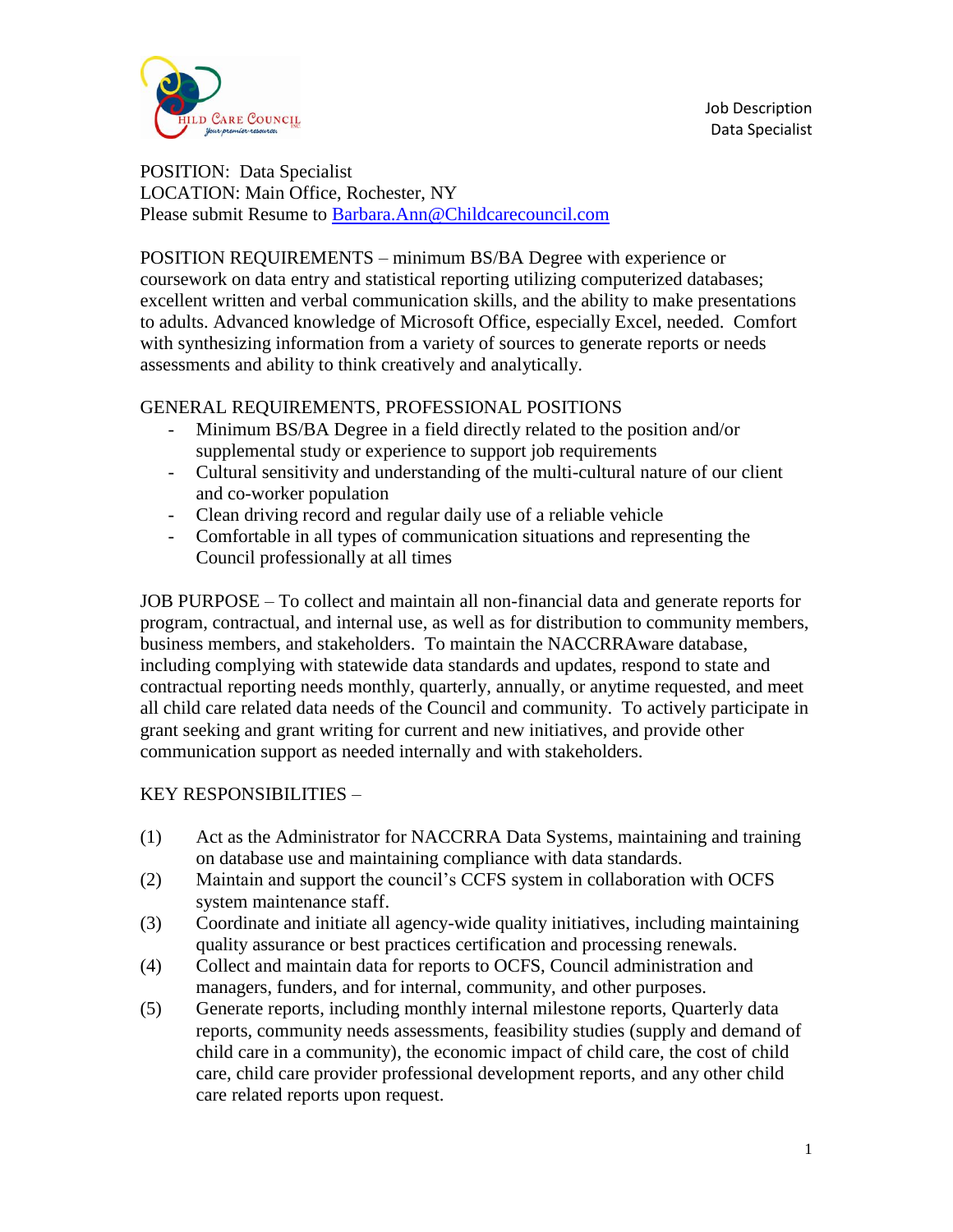Job Description
Data Specialist

POSITION: Data Specialist
LOCATION: Main Office, Rochester, NY
Please submit Resume to [Barbara.Ann@Childcarecouncil.com](mailto:Barbara.Ann@Childcarecouncil.com)

POSITION REQUIREMENTS – minimum BS/BA Degree with experience or coursework on data entry and statistical reporting utilizing computerized databases; excellent written and verbal communication skills, and the ability to make presentations to adults. Advanced knowledge of Microsoft Office, especially Excel, needed. Comfort with synthesizing information from a variety of sources to generate reports or needs assessments and ability to think creatively and analytically.

GENERAL REQUIREMENTS, PROFESSIONAL POSITIONS

- Minimum BS/BA Degree in a field directly related to the position and/or supplemental study or experience to support job requirements
- Cultural sensitivity and understanding of the multi-cultural nature of our client and co-worker population
- Clean driving record and regular daily use of a reliable vehicle
- Comfortable in all types of communication situations and representing the Council professionally at all times

JOB PURPOSE – To collect and maintain all non-financial data and generate reports for program, contractual, and internal use, as well as for distribution to community members, business members, and stakeholders. To maintain the NACCRRAware database, including complying with statewide data standards and updates, respond to state and contractual reporting needs monthly, quarterly, annually, or anytime requested, and meet all child care related data needs of the Council and community. To actively participate in grant seeking and grant writing for current and new initiatives, and provide other communication support as needed internally and with stakeholders.

KEY RESPONSIBILITIES –

(1) Act as the Administrator for NACCRRA Data Systems, maintaining and training on database use and maintaining compliance with data standards.
(2) Maintain and support the council's CCFS system in collaboration with OCFS system maintenance staff.
(3) Coordinate and initiate all agency-wide quality initiatives, including maintaining quality assurance or best practices certification and processing renewals.
(4) Collect and maintain data for reports to OCFS, Council administration and managers, funders, and for internal, community, and other purposes.
(5) Generate reports, including monthly internal milestone reports, Quarterly data reports, community needs assessments, feasibility studies (supply and demand of child care in a community), the economic impact of child care, the cost of child care, child care provider professional development reports, and any other child care related reports upon request.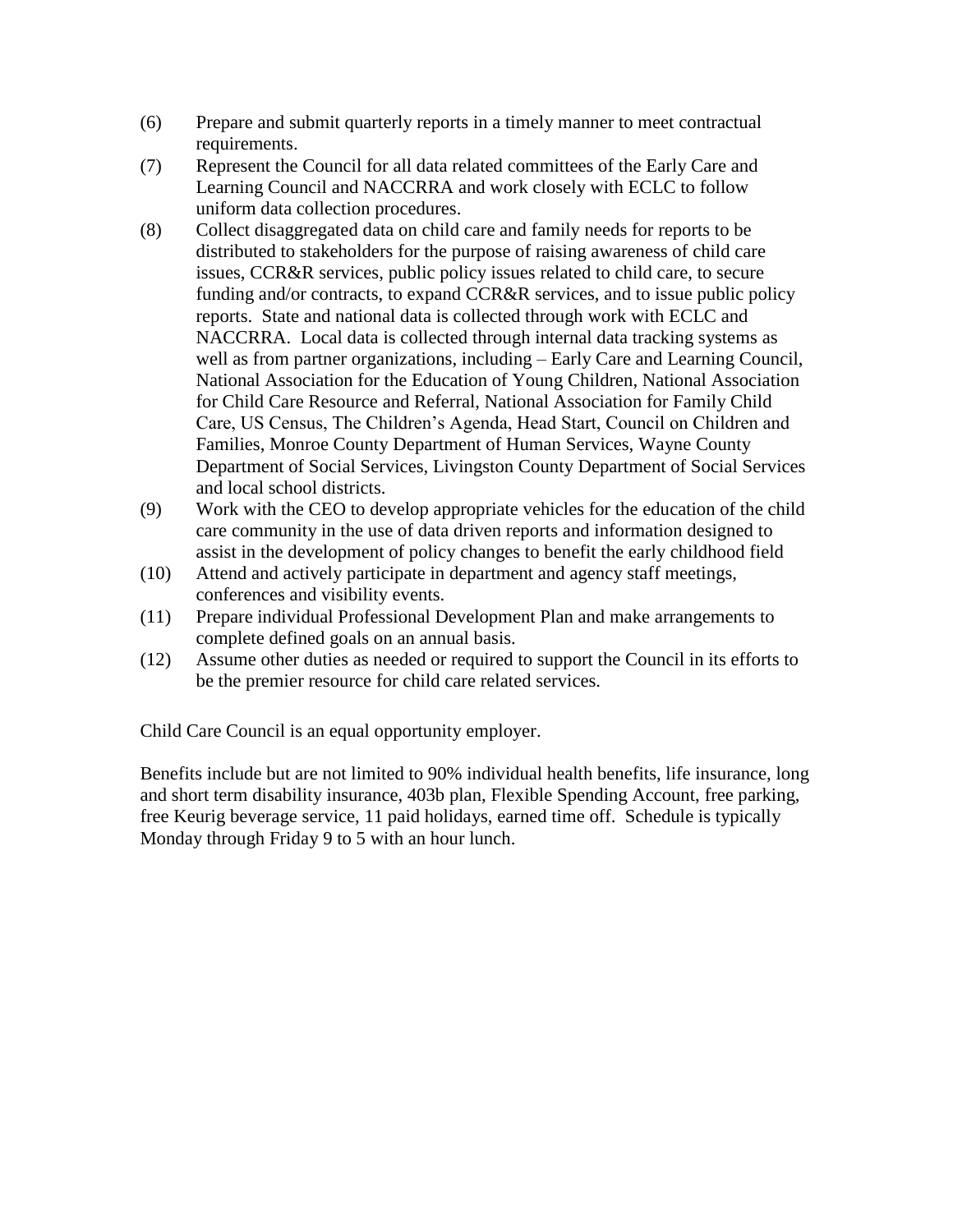(6) Prepare and submit quarterly reports in a timely manner to meet contractual requirements.

(7) Represent the Council for all data related committees of the Early Care and Learning Council and NACCRRA and work closely with ECLC to follow uniform data collection procedures.

(8) Collect disaggregated data on child care and family needs for reports to be distributed to stakeholders for the purpose of raising awareness of child care issues, CCR&R services, public policy issues related to child care, to secure funding and/or contracts, to expand CCR&R services, and to issue public policy reports. State and national data is collected through work with ECLC and NACCRRA. Local data is collected through internal data tracking systems as well as from partner organizations, including – Early Care and Learning Council, National Association for the Education of Young Children, National Association for Child Care Resource and Referral, National Association for Family Child Care, US Census, The Children's Agenda, Head Start, Council on Children and Families, Monroe County Department of Human Services, Wayne County Department of Social Services, Livingston County Department of Social Services and local school districts.

(9) Work with the CEO to develop appropriate vehicles for the education of the child care community in the use of data driven reports and information designed to assist in the development of policy changes to benefit the early childhood field

(10) Attend and actively participate in department and agency staff meetings, conferences and visibility events.

(11) Prepare individual Professional Development Plan and make arrangements to complete defined goals on an annual basis.

(12) Assume other duties as needed or required to support the Council in its efforts to be the premier resource for child care related services.

Child Care Council is an equal opportunity employer.

Benefits include but are not limited to 90% individual health benefits, life insurance, long and short term disability insurance, 403b plan, Flexible Spending Account, free parking, free Keurig beverage service, 11 paid holidays, earned time off. Schedule is typically Monday through Friday 9 to 5 with an hour lunch.